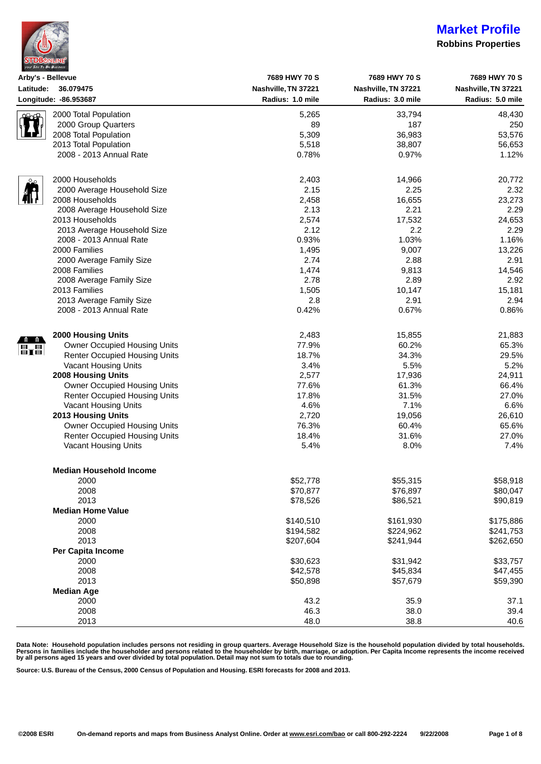# Market Profile

**Robbins Properties**

| Arby's - Bellevue<br>Latitude: 36.079475<br>Longitude: -86.953687 | 7689 HWY 70 S<br>Nashville, TN 37221<br>Radius: 1.0 mile | 7689 HWY 70 S<br>Nashville, TN 37221<br>Radius: 3.0 mile | 7689 HWY 70 S<br>Nashville, TN 37221<br>Radius: 5.0 mile |
|---|---|---|---|
| 2000 Total Population | 5,265 | 33,794 | 48,430 |
| 2000 Group Quarters | 89 | 187 | 250 |
| 2008 Total Population | 5,309 | 36,983 | 53,576 |
| 2013 Total Population | 5,518 | 38,807 | 56,653 |
| 2008 - 2013 Annual Rate | 0.78% | 0.97% | 1.12% |
| | | | |
| 2000 Households | 2,403 | 14,966 | 20,772 |
| 2000 Average Household Size | 2.15 | 2.25 | 2.32 |
| 2008 Households | 2,458 | 16,655 | 23,273 |
| 2008 Average Household Size | 2.13 | 2.21 | 2.29 |
| 2013 Households | 2,574 | 17,532 | 24,653 |
| 2013 Average Household Size | 2.12 | 2.2 | 2.29 |
| 2008 - 2013 Annual Rate | 0.93% | 1.03% | 1.16% |
| 2000 Families | 1,495 | 9,007 | 13,226 |
| 2000 Average Family Size | 2.74 | 2.88 | 2.91 |
| 2008 Families | 1,474 | 9,813 | 14,546 |
| 2008 Average Family Size | 2.78 | 2.89 | 2.92 |
| 2013 Families | 1,505 | 10,147 | 15,181 |
| 2013 Average Family Size | 2.8 | 2.91 | 2.94 |
| 2008 - 2013 Annual Rate | 0.42% | 0.67% | 0.86% |
| | | | |
| **2000 Housing Units** | 2,483 | 15,855 | 21,883 |
| Owner Occupied Housing Units | 77.9% | 60.2% | 65.3% |
| Renter Occupied Housing Units | 18.7% | 34.3% | 29.5% |
| Vacant Housing Units | 3.4% | 5.5% | 5.2% |
| **2008 Housing Units** | 2,577 | 17,936 | 24,911 |
| Owner Occupied Housing Units | 77.6% | 61.3% | 66.4% |
| Renter Occupied Housing Units | 17.8% | 31.5% | 27.0% |
| Vacant Housing Units | 4.6% | 7.1% | 6.6% |
| **2013 Housing Units** | 2,720 | 19,056 | 26,610 |
| Owner Occupied Housing Units | 76.3% | 60.4% | 65.6% |
| Renter Occupied Housing Units | 18.4% | 31.6% | 27.0% |
| Vacant Housing Units | 5.4% | 8.0% | 7.4% |
| | | | |
| **Median Household Income** | | | |
| 2000 | $52,778 | $55,315 | $58,918 |
| 2008 | $70,877 | $76,897 | $80,047 |
| 2013 | $78,526 | $86,521 | $90,819 |
| **Median Home Value** | | | |
| 2000 | $140,510 | $161,930 | $175,886 |
| 2008 | $194,582 | $224,962 | $241,753 |
| 2013 | $207,604 | $241,944 | $262,650 |
| **Per Capita Income** | | | |
| 2000 | $30,623 | $31,942 | $33,757 |
| 2008 | $42,578 | $45,834 | $47,455 |
| 2013 | $50,898 | $57,679 | $59,390 |
| **Median Age** | | | |
| 2000 | 43.2 | 35.9 | 37.1 |
| 2008 | 46.3 | 38.0 | 39.4 |
| 2013 | 48.0 | 38.8 | 40.6 |

**Data Note: Household population includes persons not residing in group quarters. Average Household Size is the household population divided by total households. Persons in families include the householder and persons related to the householder by birth, marriage, or adoption. Per Capita Income represents the income received by all persons aged 15 years and over divided by total population. Detail may not sum to totals due to rounding.**

**Source: U.S. Bureau of the Census, 2000 Census of Population and Housing. ESRI forecasts for 2008 and 2013.**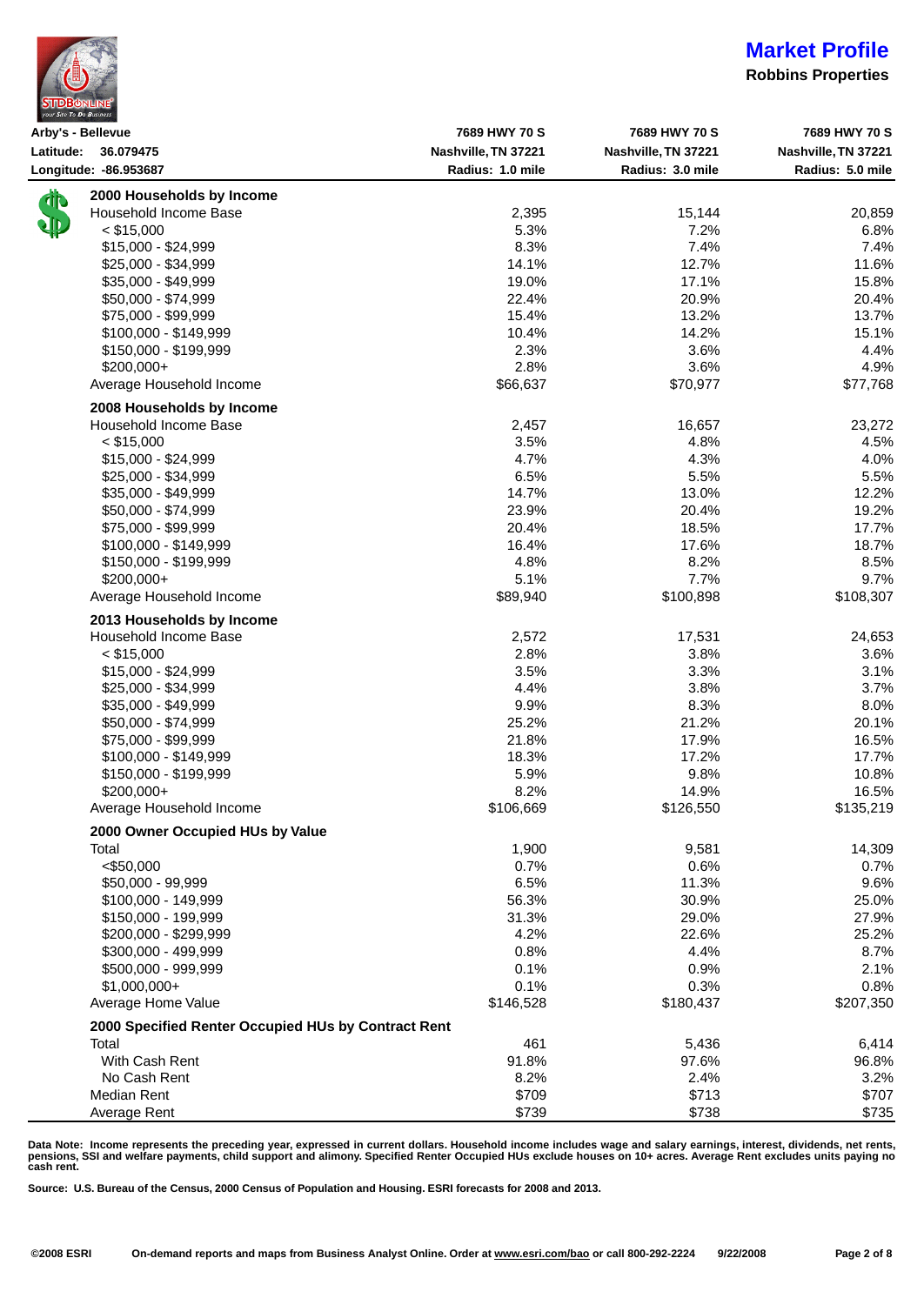# Market Profile

**Robbins Properties**

| Arby's - Bellevue<br>Latitude: 36.079475<br>Longitude: -86.953687 | 7689 HWY 70 S<br>Nashville, TN 37221<br>Radius: 1.0 mile | 7689 HWY 70 S<br>Nashville, TN 37221<br>Radius: 3.0 mile | 7689 HWY 70 S<br>Nashville, TN 37221<br>Radius: 5.0 mile |
|---|---|---|---|
| **2000 Households by Income** | | | |
| Household Income Base | 2,395 | 15,144 | 20,859 |
| < $15,000 | 5.3% | 7.2% | 6.8% |
| $15,000 - $24,999 | 8.3% | 7.4% | 7.4% |
| $25,000 - $34,999 | 14.1% | 12.7% | 11.6% |
| $35,000 - $49,999 | 19.0% | 17.1% | 15.8% |
| $50,000 - $74,999 | 22.4% | 20.9% | 20.4% |
| $75,000 - $99,999 | 15.4% | 13.2% | 13.7% |
| $100,000 - $149,999 | 10.4% | 14.2% | 15.1% |
| $150,000 - $199,999 | 2.3% | 3.6% | 4.4% |
| $200,000+ | 2.8% | 3.6% | 4.9% |
| Average Household Income | $66,637 | $70,977 | $77,768 |
| **2008 Households by Income** | | | |
| Household Income Base | 2,457 | 16,657 | 23,272 |
| < $15,000 | 3.5% | 4.8% | 4.5% |
| $15,000 - $24,999 | 4.7% | 4.3% | 4.0% |
| $25,000 - $34,999 | 6.5% | 5.5% | 5.5% |
| $35,000 - $49,999 | 14.7% | 13.0% | 12.2% |
| $50,000 - $74,999 | 23.9% | 20.4% | 19.2% |
| $75,000 - $99,999 | 20.4% | 18.5% | 17.7% |
| $100,000 - $149,999 | 16.4% | 17.6% | 18.7% |
| $150,000 - $199,999 | 4.8% | 8.2% | 8.5% |
| $200,000+ | 5.1% | 7.7% | 9.7% |
| Average Household Income | $89,940 | $100,898 | $108,307 |
| **2013 Households by Income** | | | |
| Household Income Base | 2,572 | 17,531 | 24,653 |
| < $15,000 | 2.8% | 3.8% | 3.6% |
| $15,000 - $24,999 | 3.5% | 3.3% | 3.1% |
| $25,000 - $34,999 | 4.4% | 3.8% | 3.7% |
| $35,000 - $49,999 | 9.9% | 8.3% | 8.0% |
| $50,000 - $74,999 | 25.2% | 21.2% | 20.1% |
| $75,000 - $99,999 | 21.8% | 17.9% | 16.5% |
| $100,000 - $149,999 | 18.3% | 17.2% | 17.7% |
| $150,000 - $199,999 | 5.9% | 9.8% | 10.8% |
| $200,000+ | 8.2% | 14.9% | 16.5% |
| Average Household Income | $106,669 | $126,550 | $135,219 |
| **2000 Owner Occupied HUs by Value** | | | |
| Total | 1,900 | 9,581 | 14,309 |
| <$50,000 | 0.7% | 0.6% | 0.7% |
| $50,000 - 99,999 | 6.5% | 11.3% | 9.6% |
| $100,000 - 149,999 | 56.3% | 30.9% | 25.0% |
| $150,000 - 199,999 | 31.3% | 29.0% | 27.9% |
| $200,000 - $299,999 | 4.2% | 22.6% | 25.2% |
| $300,000 - 499,999 | 0.8% | 4.4% | 8.7% |
| $500,000 - 999,999 | 0.1% | 0.9% | 2.1% |
| $1,000,000+ | 0.1% | 0.3% | 0.8% |
| Average Home Value | $146,528 | $180,437 | $207,350 |
| **2000 Specified Renter Occupied HUs by Contract Rent** | | | |
| Total | 461 | 5,436 | 6,414 |
| With Cash Rent | 91.8% | 97.6% | 96.8% |
| No Cash Rent | 8.2% | 2.4% | 3.2% |
| Median Rent | $709 | $713 | $707 |
| Average Rent | $739 | $738 | $735 |

**Data Note: Income represents the preceding year, expressed in current dollars. Household income includes wage and salary earnings, interest, dividends, net rents, pensions, SSI and welfare payments, child support and alimony. Specified Renter Occupied HUs exclude houses on 10+ acres. Average Rent excludes units paying no cash rent.**

**Source: U.S. Bureau of the Census, 2000 Census of Population and Housing. ESRI forecasts for 2008 and 2013.**

**©2008 ESRI On-demand reports and maps from Business Analyst Online. Order at www.esri.com/bao or call 800-292-2224 9/22/2008**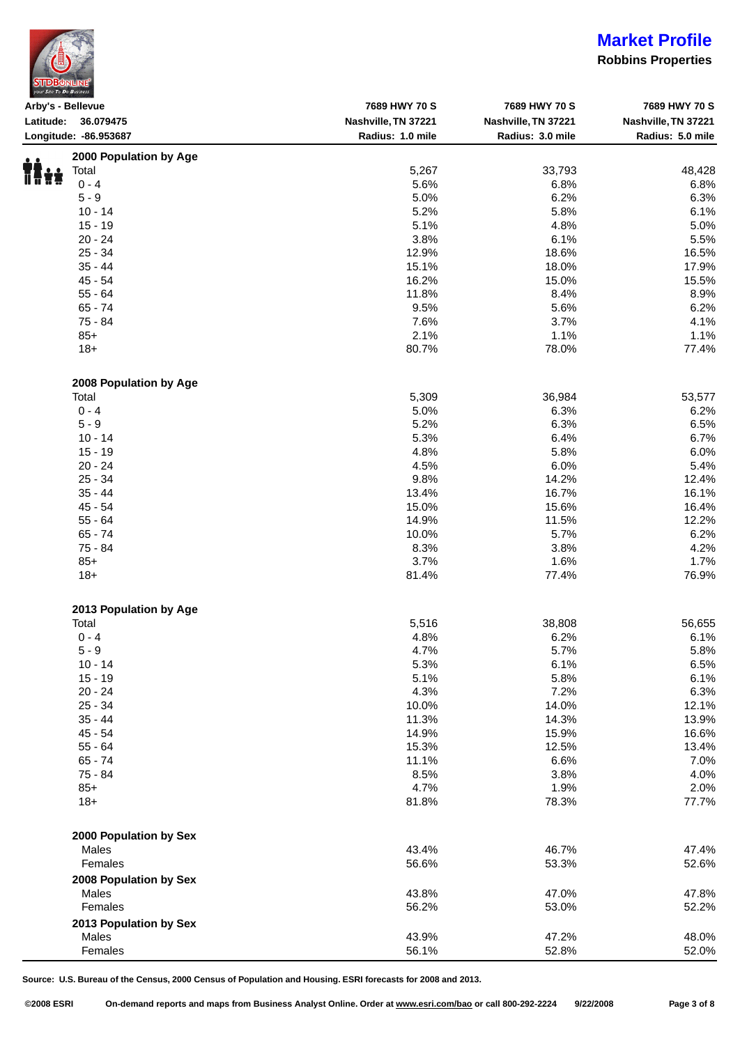# Market Profile

**Robbins Properties**

| Arby's - Bellevue | 7689 HWY 70 S | 7689 HWY 70 S | 7689 HWY 70 S |
|---|---|---|---|
| Latitude: 36.079475 | Nashville, TN 37221 | Nashville, TN 37221 | Nashville, TN 37221 |
| Longitude: -86.953687 | Radius: 1.0 mile | Radius: 3.0 mile | Radius: 5.0 mile |
| **2000 Population by Age** | | | |
| Total | 5,267 | 33,793 | 48,428 |
| 0 - 4 | 5.6% | 6.8% | 6.8% |
| 5 - 9 | 5.0% | 6.2% | 6.3% |
| 10 - 14 | 5.2% | 5.8% | 6.1% |
| 15 - 19 | 5.1% | 4.8% | 5.0% |
| 20 - 24 | 3.8% | 6.1% | 5.5% |
| 25 - 34 | 12.9% | 18.6% | 16.5% |
| 35 - 44 | 15.1% | 18.0% | 17.9% |
| 45 - 54 | 16.2% | 15.0% | 15.5% |
| 55 - 64 | 11.8% | 8.4% | 8.9% |
| 65 - 74 | 9.5% | 5.6% | 6.2% |
| 75 - 84 | 7.6% | 3.7% | 4.1% |
| 85+ | 2.1% | 1.1% | 1.1% |
| 18+ | 80.7% | 78.0% | 77.4% |
| **2008 Population by Age** | | | |
| Total | 5,309 | 36,984 | 53,577 |
| 0 - 4 | 5.0% | 6.3% | 6.2% |
| 5 - 9 | 5.2% | 6.3% | 6.5% |
| 10 - 14 | 5.3% | 6.4% | 6.7% |
| 15 - 19 | 4.8% | 5.8% | 6.0% |
| 20 - 24 | 4.5% | 6.0% | 5.4% |
| 25 - 34 | 9.8% | 14.2% | 12.4% |
| 35 - 44 | 13.4% | 16.7% | 16.1% |
| 45 - 54 | 15.0% | 15.6% | 16.4% |
| 55 - 64 | 14.9% | 11.5% | 12.2% |
| 65 - 74 | 10.0% | 5.7% | 6.2% |
| 75 - 84 | 8.3% | 3.8% | 4.2% |
| 85+ | 3.7% | 1.6% | 1.7% |
| 18+ | 81.4% | 77.4% | 76.9% |
| **2013 Population by Age** | | | |
| Total | 5,516 | 38,808 | 56,655 |
| 0 - 4 | 4.8% | 6.2% | 6.1% |
| 5 - 9 | 4.7% | 5.7% | 5.8% |
| 10 - 14 | 5.3% | 6.1% | 6.5% |
| 15 - 19 | 5.1% | 5.8% | 6.1% |
| 20 - 24 | 4.3% | 7.2% | 6.3% |
| 25 - 34 | 10.0% | 14.0% | 12.1% |
| 35 - 44 | 11.3% | 14.3% | 13.9% |
| 45 - 54 | 14.9% | 15.9% | 16.6% |
| 55 - 64 | 15.3% | 12.5% | 13.4% |
| 65 - 74 | 11.1% | 6.6% | 7.0% |
| 75 - 84 | 8.5% | 3.8% | 4.0% |
| 85+ | 4.7% | 1.9% | 2.0% |
| 18+ | 81.8% | 78.3% | 77.7% |
| **2000 Population by Sex** | | | |
| Males | 43.4% | 46.7% | 47.4% |
| Females | 56.6% | 53.3% | 52.6% |
| **2008 Population by Sex** | | | |
| Males | 43.8% | 47.0% | 47.8% |
| Females | 56.2% | 53.0% | 52.2% |
| **2013 Population by Sex** | | | |
| Males | 43.9% | 47.2% | 48.0% |
| Females | 56.1% | 52.8% | 52.0% |

**Source: U.S. Bureau of the Census, 2000 Census of Population and Housing. ESRI forecasts for 2008 and 2013.**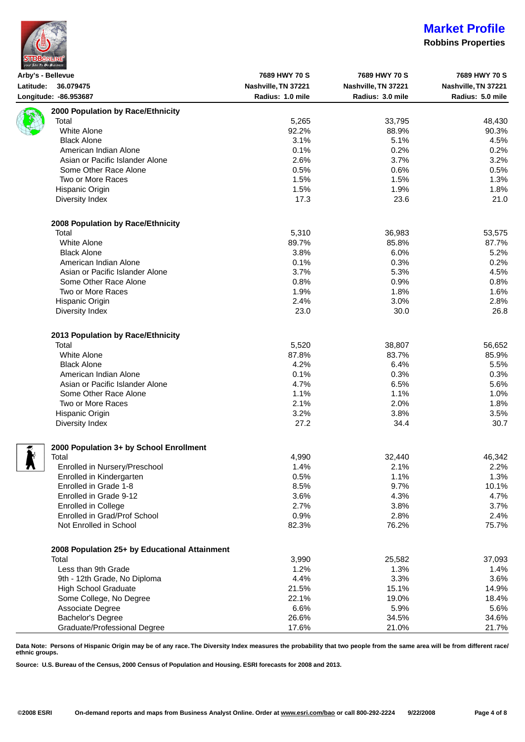# Market Profile

**Robbins Properties**

| Arby's - Bellevue | 7689 HWY 70 S | 7689 HWY 70 S | 7689 HWY 70 S |
|---|---|---|---|
| Latitude: 36.079475 | Nashville, TN 37221 | Nashville, TN 37221 | Nashville, TN 37221 |
| Longitude: -86.953687 | Radius: 1.0 mile | Radius: 3.0 mile | Radius: 5.0 mile |
| **2000 Population by Race/Ethnicity** | | | |
| Total | 5,265 | 33,795 | 48,430 |
| White Alone | 92.2% | 88.9% | 90.3% |
| Black Alone | 3.1% | 5.1% | 4.5% |
| American Indian Alone | 0.1% | 0.2% | 0.2% |
| Asian or Pacific Islander Alone | 2.6% | 3.7% | 3.2% |
| Some Other Race Alone | 0.5% | 0.6% | 0.5% |
| Two or More Races | 1.5% | 1.5% | 1.3% |
| Hispanic Origin | 1.5% | 1.9% | 1.8% |
| Diversity Index | 17.3 | 23.6 | 21.0 |
| **2008 Population by Race/Ethnicity** | | | |
| Total | 5,310 | 36,983 | 53,575 |
| White Alone | 89.7% | 85.8% | 87.7% |
| Black Alone | 3.8% | 6.0% | 5.2% |
| American Indian Alone | 0.1% | 0.3% | 0.2% |
| Asian or Pacific Islander Alone | 3.7% | 5.3% | 4.5% |
| Some Other Race Alone | 0.8% | 0.9% | 0.8% |
| Two or More Races | 1.9% | 1.8% | 1.6% |
| Hispanic Origin | 2.4% | 3.0% | 2.8% |
| Diversity Index | 23.0 | 30.0 | 26.8 |
| **2013 Population by Race/Ethnicity** | | | |
| Total | 5,520 | 38,807 | 56,652 |
| White Alone | 87.8% | 83.7% | 85.9% |
| Black Alone | 4.2% | 6.4% | 5.5% |
| American Indian Alone | 0.1% | 0.3% | 0.3% |
| Asian or Pacific Islander Alone | 4.7% | 6.5% | 5.6% |
| Some Other Race Alone | 1.1% | 1.1% | 1.0% |
| Two or More Races | 2.1% | 2.0% | 1.8% |
| Hispanic Origin | 3.2% | 3.8% | 3.5% |
| Diversity Index | 27.2 | 34.4 | 30.7 |
| **2000 Population 3+ by School Enrollment** | | | |
| Total | 4,990 | 32,440 | 46,342 |
| Enrolled in Nursery/Preschool | 1.4% | 2.1% | 2.2% |
| Enrolled in Kindergarten | 0.5% | 1.1% | 1.3% |
| Enrolled in Grade 1-8 | 8.5% | 9.7% | 10.1% |
| Enrolled in Grade 9-12 | 3.6% | 4.3% | 4.7% |
| Enrolled in College | 2.7% | 3.8% | 3.7% |
| Enrolled in Grad/Prof School | 0.9% | 2.8% | 2.4% |
| Not Enrolled in School | 82.3% | 76.2% | 75.7% |
| **2008 Population 25+ by Educational Attainment** | | | |
| Total | 3,990 | 25,582 | 37,093 |
| Less than 9th Grade | 1.2% | 1.3% | 1.4% |
| 9th - 12th Grade, No Diploma | 4.4% | 3.3% | 3.6% |
| High School Graduate | 21.5% | 15.1% | 14.9% |
| Some College, No Degree | 22.1% | 19.0% | 18.4% |
| Associate Degree | 6.6% | 5.9% | 5.6% |
| Bachelor's Degree | 26.6% | 34.5% | 34.6% |
| Graduate/Professional Degree | 17.6% | 21.0% | 21.7% |

**Data Note: Persons of Hispanic Origin may be of any race. The Diversity Index measures the probability that two people from the same area will be from different race/ ethnic groups.**

**Source: U.S. Bureau of the Census, 2000 Census of Population and Housing. ESRI forecasts for 2008 and 2013.**

**©2008 ESRI** **On-demand reports and maps from Business Analyst Online. Order at www.esri.com/bao or call 800-292-2224** **9/22/2008**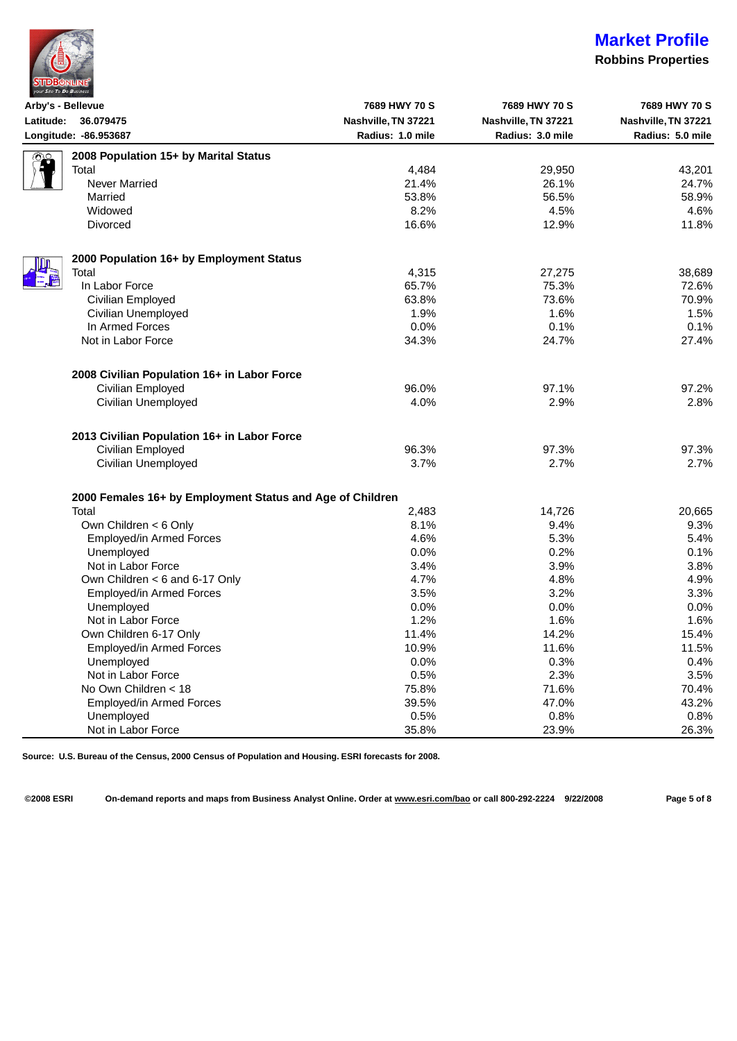# Market Profile

**Robbins Properties**

| Arby's - Bellevue | 7689 HWY 70 S | 7689 HWY 70 S | 7689 HWY 70 S |
|---|---|---|---|
| Latitude: 36.079475 | Nashville, TN 37221 | Nashville, TN 37221 | Nashville, TN 37221 |
| Longitude: -86.953687 | Radius: 1.0 mile | Radius: 3.0 mile | Radius: 5.0 mile |
| **2008 Population 15+ by Marital Status** | | | |
| Total | 4,484 | 29,950 | 43,201 |
| Never Married | 21.4% | 26.1% | 24.7% |
| Married | 53.8% | 56.5% | 58.9% |
| Widowed | 8.2% | 4.5% | 4.6% |
| Divorced | 16.6% | 12.9% | 11.8% |
| **2000 Population 16+ by Employment Status** | | | |
| Total | 4,315 | 27,275 | 38,689 |
| In Labor Force | 65.7% | 75.3% | 72.6% |
| Civilian Employed | 63.8% | 73.6% | 70.9% |
| Civilian Unemployed | 1.9% | 1.6% | 1.5% |
| In Armed Forces | 0.0% | 0.1% | 0.1% |
| Not in Labor Force | 34.3% | 24.7% | 27.4% |
| **2008 Civilian Population 16+ in Labor Force** | | | |
| Civilian Employed | 96.0% | 97.1% | 97.2% |
| Civilian Unemployed | 4.0% | 2.9% | 2.8% |
| **2013 Civilian Population 16+ in Labor Force** | | | |
| Civilian Employed | 96.3% | 97.3% | 97.3% |
| Civilian Unemployed | 3.7% | 2.7% | 2.7% |
| **2000 Females 16+ by Employment Status and Age of Children** | | | |
| Total | 2,483 | 14,726 | 20,665 |
| Own Children < 6 Only | 8.1% | 9.4% | 9.3% |
| Employed/in Armed Forces | 4.6% | 5.3% | 5.4% |
| Unemployed | 0.0% | 0.2% | 0.1% |
| Not in Labor Force | 3.4% | 3.9% | 3.8% |
| Own Children < 6 and 6-17 Only | 4.7% | 4.8% | 4.9% |
| Employed/in Armed Forces | 3.5% | 3.2% | 3.3% |
| Unemployed | 0.0% | 0.0% | 0.0% |
| Not in Labor Force | 1.2% | 1.6% | 1.6% |
| Own Children 6-17 Only | 11.4% | 14.2% | 15.4% |
| Employed/in Armed Forces | 10.9% | 11.6% | 11.5% |
| Unemployed | 0.0% | 0.3% | 0.4% |
| Not in Labor Force | 0.5% | 2.3% | 3.5% |
| No Own Children < 18 | 75.8% | 71.6% | 70.4% |
| Employed/in Armed Forces | 39.5% | 47.0% | 43.2% |
| Unemployed | 0.5% | 0.8% | 0.8% |
| Not in Labor Force | 35.8% | 23.9% | 26.3% |

**Source: U.S. Bureau of the Census, 2000 Census of Population and Housing. ESRI forecasts for 2008.**

©2008 ESRI On-demand reports and maps from Business Analyst Online. Order at www.esri.com/bao or call 800-292-2224 9/22/2008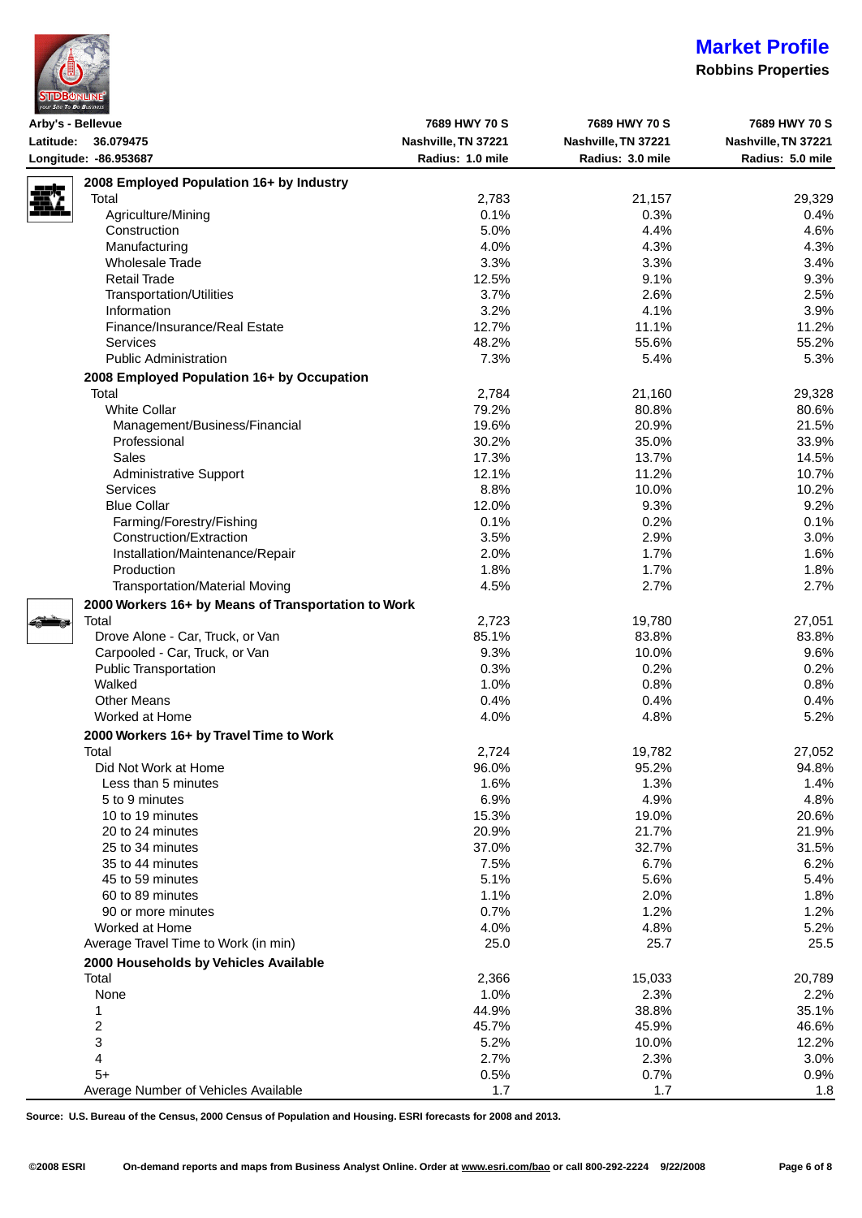# Market Profile

**Robbins Properties**

| Arby's - Bellevue | 7689 HWY 70 S | 7689 HWY 70 S | 7689 HWY 70 S |
|---|---|---|---|
| Latitude: 36.079475 | Nashville, TN 37221 | Nashville, TN 37221 | Nashville, TN 37221 |
| Longitude: -86.953687 | Radius: 1.0 mile | Radius: 3.0 mile | Radius: 5.0 mile |
| **2008 Employed Population 16+ by Industry** | | | |
| Total | 2,783 | 21,157 | 29,329 |
| Agriculture/Mining | 0.1% | 0.3% | 0.4% |
| Construction | 5.0% | 4.4% | 4.6% |
| Manufacturing | 4.0% | 4.3% | 4.3% |
| Wholesale Trade | 3.3% | 3.3% | 3.4% |
| Retail Trade | 12.5% | 9.1% | 9.3% |
| Transportation/Utilities | 3.7% | 2.6% | 2.5% |
| Information | 3.2% | 4.1% | 3.9% |
| Finance/Insurance/Real Estate | 12.7% | 11.1% | 11.2% |
| Services | 48.2% | 55.6% | 55.2% |
| Public Administration | 7.3% | 5.4% | 5.3% |
| **2008 Employed Population 16+ by Occupation** | | | |
| Total | 2,784 | 21,160 | 29,328 |
| White Collar | 79.2% | 80.8% | 80.6% |
| Management/Business/Financial | 19.6% | 20.9% | 21.5% |
| Professional | 30.2% | 35.0% | 33.9% |
| Sales | 17.3% | 13.7% | 14.5% |
| Administrative Support | 12.1% | 11.2% | 10.7% |
| Services | 8.8% | 10.0% | 10.2% |
| Blue Collar | 12.0% | 9.3% | 9.2% |
| Farming/Forestry/Fishing | 0.1% | 0.2% | 0.1% |
| Construction/Extraction | 3.5% | 2.9% | 3.0% |
| Installation/Maintenance/Repair | 2.0% | 1.7% | 1.6% |
| Production | 1.8% | 1.7% | 1.8% |
| Transportation/Material Moving | 4.5% | 2.7% | 2.7% |
| **2000 Workers 16+ by Means of Transportation to Work** | | | |
| Total | 2,723 | 19,780 | 27,051 |
| Drove Alone - Car, Truck, or Van | 85.1% | 83.8% | 83.8% |
| Carpooled - Car, Truck, or Van | 9.3% | 10.0% | 9.6% |
| Public Transportation | 0.3% | 0.2% | 0.2% |
| Walked | 1.0% | 0.8% | 0.8% |
| Other Means | 0.4% | 0.4% | 0.4% |
| Worked at Home | 4.0% | 4.8% | 5.2% |
| **2000 Workers 16+ by Travel Time to Work** | | | |
| Total | 2,724 | 19,782 | 27,052 |
| Did Not Work at Home | 96.0% | 95.2% | 94.8% |
| Less than 5 minutes | 1.6% | 1.3% | 1.4% |
| 5 to 9 minutes | 6.9% | 4.9% | 4.8% |
| 10 to 19 minutes | 15.3% | 19.0% | 20.6% |
| 20 to 24 minutes | 20.9% | 21.7% | 21.9% |
| 25 to 34 minutes | 37.0% | 32.7% | 31.5% |
| 35 to 44 minutes | 7.5% | 6.7% | 6.2% |
| 45 to 59 minutes | 5.1% | 5.6% | 5.4% |
| 60 to 89 minutes | 1.1% | 2.0% | 1.8% |
| 90 or more minutes | 0.7% | 1.2% | 1.2% |
| Worked at Home | 4.0% | 4.8% | 5.2% |
| Average Travel Time to Work (in min) | 25.0 | 25.7 | 25.5 |
| **2000 Households by Vehicles Available** | | | |
| Total | 2,366 | 15,033 | 20,789 |
| None | 1.0% | 2.3% | 2.2% |
| 1 | 44.9% | 38.8% | 35.1% |
| 2 | 45.7% | 45.9% | 46.6% |
| 3 | 5.2% | 10.0% | 12.2% |
| 4 | 2.7% | 2.3% | 3.0% |
| 5+ | 0.5% | 0.7% | 0.9% |
| Average Number of Vehicles Available | 1.7 | 1.7 | 1.8 |

**Source: U.S. Bureau of the Census, 2000 Census of Population and Housing. ESRI forecasts for 2008 and 2013.**

**©2008 ESRI** **On-demand reports and maps from Business Analyst Online. Order at www.esri.com/bao or call 800-292-2224 9/22/2008**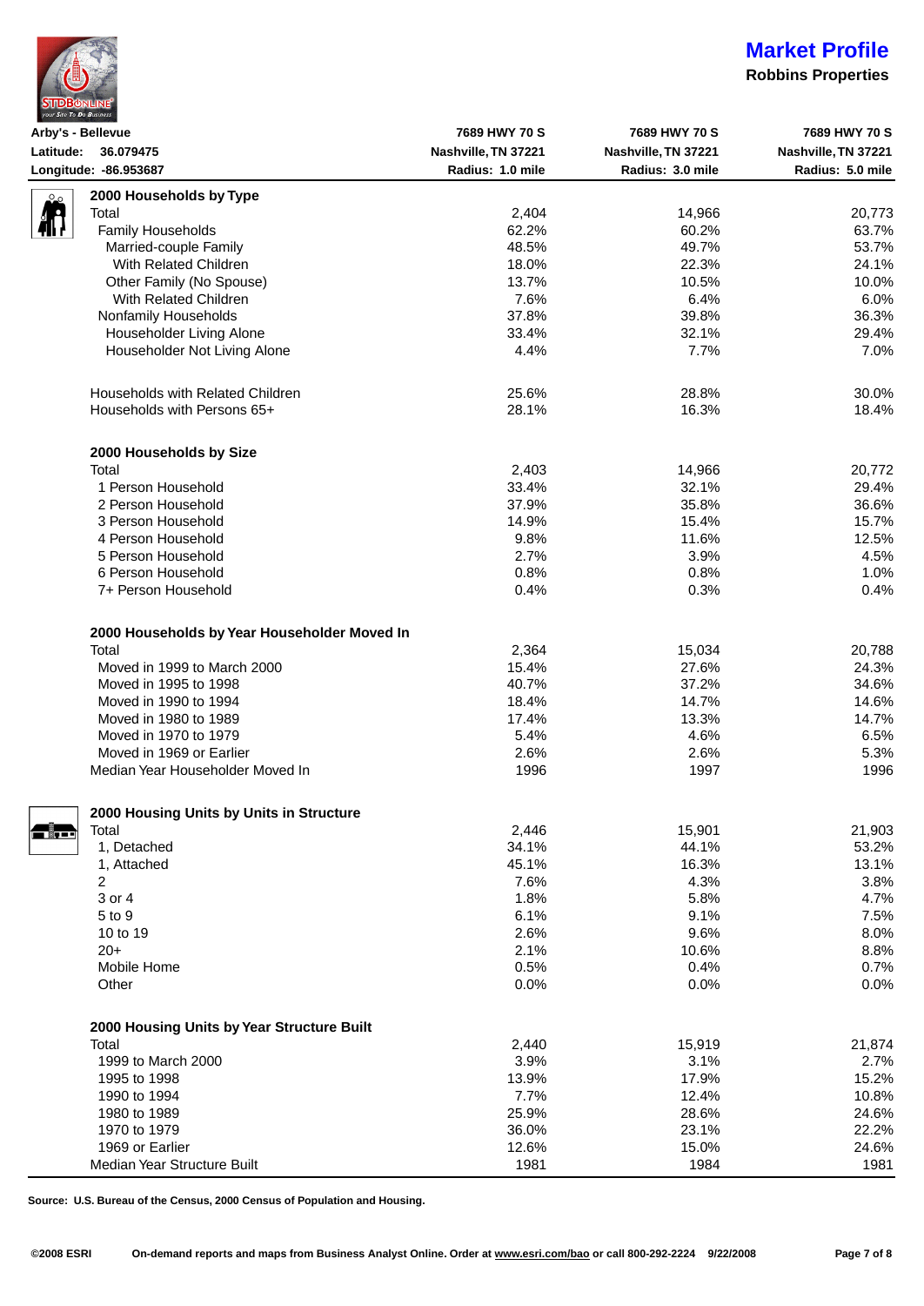# Market Profile

**Robbins Properties**

| Arby's - Bellevue | 7689 HWY 70 S | 7689 HWY 70 S | 7689 HWY 70 S |
|---|---|---|---|
| Latitude: 36.079475 | Nashville, TN 37221 | Nashville, TN 37221 | Nashville, TN 37221 |
| Longitude: -86.953687 | Radius: 1.0 mile | Radius: 3.0 mile | Radius: 5.0 mile |
| **2000 Households by Type** | | | |
| Total | 2,404 | 14,966 | 20,773 |
| Family Households | 62.2% | 60.2% | 63.7% |
| Married-couple Family | 48.5% | 49.7% | 53.7% |
| With Related Children | 18.0% | 22.3% | 24.1% |
| Other Family (No Spouse) | 13.7% | 10.5% | 10.0% |
| With Related Children | 7.6% | 6.4% | 6.0% |
| Nonfamily Households | 37.8% | 39.8% | 36.3% |
| Householder Living Alone | 33.4% | 32.1% | 29.4% |
| Householder Not Living Alone | 4.4% | 7.7% | 7.0% |
| | | | |
| Households with Related Children | 25.6% | 28.8% | 30.0% |
| Households with Persons 65+ | 28.1% | 16.3% | 18.4% |
| | | | |
| **2000 Households by Size** | | | |
| Total | 2,403 | 14,966 | 20,772 |
| 1 Person Household | 33.4% | 32.1% | 29.4% |
| 2 Person Household | 37.9% | 35.8% | 36.6% |
| 3 Person Household | 14.9% | 15.4% | 15.7% |
| 4 Person Household | 9.8% | 11.6% | 12.5% |
| 5 Person Household | 2.7% | 3.9% | 4.5% |
| 6 Person Household | 0.8% | 0.8% | 1.0% |
| 7+ Person Household | 0.4% | 0.3% | 0.4% |
| | | | |
| **2000 Households by Year Householder Moved In** | | | |
| Total | 2,364 | 15,034 | 20,788 |
| Moved in 1999 to March 2000 | 15.4% | 27.6% | 24.3% |
| Moved in 1995 to 1998 | 40.7% | 37.2% | 34.6% |
| Moved in 1990 to 1994 | 18.4% | 14.7% | 14.6% |
| Moved in 1980 to 1989 | 17.4% | 13.3% | 14.7% |
| Moved in 1970 to 1979 | 5.4% | 4.6% | 6.5% |
| Moved in 1969 or Earlier | 2.6% | 2.6% | 5.3% |
| Median Year Householder Moved In | 1996 | 1997 | 1996 |
| | | | |
| **2000 Housing Units by Units in Structure** | | | |
| Total | 2,446 | 15,901 | 21,903 |
| 1, Detached | 34.1% | 44.1% | 53.2% |
| 1, Attached | 45.1% | 16.3% | 13.1% |
| 2 | 7.6% | 4.3% | 3.8% |
| 3 or 4 | 1.8% | 5.8% | 4.7% |
| 5 to 9 | 6.1% | 9.1% | 7.5% |
| 10 to 19 | 2.6% | 9.6% | 8.0% |
| 20+ | 2.1% | 10.6% | 8.8% |
| Mobile Home | 0.5% | 0.4% | 0.7% |
| Other | 0.0% | 0.0% | 0.0% |
| | | | |
| **2000 Housing Units by Year Structure Built** | | | |
| Total | 2,440 | 15,919 | 21,874 |
| 1999 to March 2000 | 3.9% | 3.1% | 2.7% |
| 1995 to 1998 | 13.9% | 17.9% | 15.2% |
| 1990 to 1994 | 7.7% | 12.4% | 10.8% |
| 1980 to 1989 | 25.9% | 28.6% | 24.6% |
| 1970 to 1979 | 36.0% | 23.1% | 22.2% |
| 1969 or Earlier | 12.6% | 15.0% | 24.6% |
| Median Year Structure Built | 1981 | 1984 | 1981 |

**Source: U.S. Bureau of the Census, 2000 Census of Population and Housing.**

**©2008 ESRI On-demand reports and maps from Business Analyst Online. Order at www.esri.com/bao or call 800-292-2224 9/22/2008**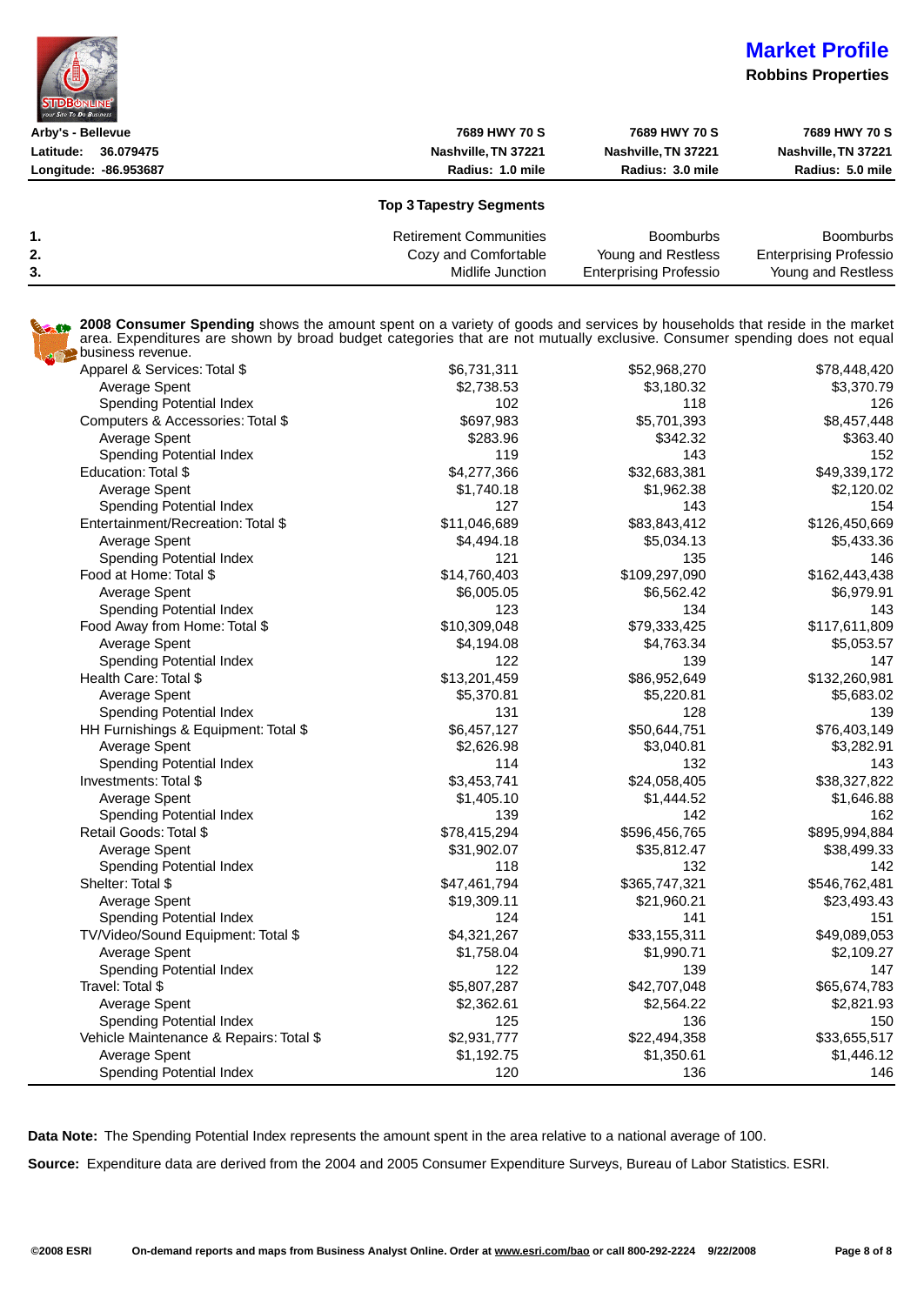# Market Profile

**Robbins Properties**

| | | | |
|---|---|---|---|
| **Arby's - Bellevue** | **7689 HWY 70 S** | **7689 HWY 70 S** | **7689 HWY 70 S** |
| **Latitude: 36.079475** | **Nashville, TN 37221** | **Nashville, TN 37221** | **Nashville, TN 37221** |
| **Longitude: -86.953687** | **Radius: 1.0 mile** | **Radius: 3.0 mile** | **Radius: 5.0 mile** |

**Top 3 Tapestry Segments**

| | | | |
|---|---|---|---|
| **1.** | Retirement Communities | Boomburbs | Boomburbs |
| **2.** | Cozy and Comfortable | Young and Restless | Enterprising Professio |
| **3.** | Midlife Junction | Enterprising Professio | Young and Restless |

**2008 Consumer Spending** shows the amount spent on a variety of goods and services by households that reside in the market area. Expenditures are shown by broad budget categories that are not mutually exclusive. Consumer spending does not equal business revenue.

| | | | |
|---|---|---|---|
| Apparel & Services: Total $ | $6,731,311 | $52,968,270 | $78,448,420 |
| Average Spent | $2,738.53 | $3,180.32 | $3,370.79 |
| Spending Potential Index | 102 | 118 | 126 |
| Computers & Accessories: Total $ | $697,983 | $5,701,393 | $8,457,448 |
| Average Spent | $283.96 | $342.32 | $363.40 |
| Spending Potential Index | 119 | 143 | 152 |
| Education: Total $ | $4,277,366 | $32,683,381 | $49,339,172 |
| Average Spent | $1,740.18 | $1,962.38 | $2,120.02 |
| Spending Potential Index | 127 | 143 | 154 |
| Entertainment/Recreation: Total $ | $11,046,689 | $83,843,412 | $126,450,669 |
| Average Spent | $4,494.18 | $5,034.13 | $5,433.36 |
| Spending Potential Index | 121 | 135 | 146 |
| Food at Home: Total $ | $14,760,403 | $109,297,090 | $162,443,438 |
| Average Spent | $6,005.05 | $6,562.42 | $6,979.91 |
| Spending Potential Index | 123 | 134 | 143 |
| Food Away from Home: Total $ | $10,309,048 | $79,333,425 | $117,611,809 |
| Average Spent | $4,194.08 | $4,763.34 | $5,053.57 |
| Spending Potential Index | 122 | 139 | 147 |
| Health Care: Total $ | $13,201,459 | $86,952,649 | $132,260,981 |
| Average Spent | $5,370.81 | $5,220.81 | $5,683.02 |
| Spending Potential Index | 131 | 128 | 139 |
| HH Furnishings & Equipment: Total $ | $6,457,127 | $50,644,751 | $76,403,149 |
| Average Spent | $2,626.98 | $3,040.81 | $3,282.91 |
| Spending Potential Index | 114 | 132 | 143 |
| Investments: Total $ | $3,453,741 | $24,058,405 | $38,327,822 |
| Average Spent | $1,405.10 | $1,444.52 | $1,646.88 |
| Spending Potential Index | 139 | 142 | 162 |
| Retail Goods: Total $ | $78,415,294 | $596,456,765 | $895,994,884 |
| Average Spent | $31,902.07 | $35,812.47 | $38,499.33 |
| Spending Potential Index | 118 | 132 | 142 |
| Shelter: Total $ | $47,461,794 | $365,747,321 | $546,762,481 |
| Average Spent | $19,309.11 | $21,960.21 | $23,493.43 |
| Spending Potential Index | 124 | 141 | 151 |
| TV/Video/Sound Equipment: Total $ | $4,321,267 | $33,155,311 | $49,089,053 |
| Average Spent | $1,758.04 | $1,990.71 | $2,109.27 |
| Spending Potential Index | 122 | 139 | 147 |
| Travel: Total $ | $5,807,287 | $42,707,048 | $65,674,783 |
| Average Spent | $2,362.61 | $2,564.22 | $2,821.93 |
| Spending Potential Index | 125 | 136 | 150 |
| Vehicle Maintenance & Repairs: Total $ | $2,931,777 | $22,494,358 | $33,655,517 |
| Average Spent | $1,192.75 | $1,350.61 | $1,446.12 |
| Spending Potential Index | 120 | 136 | 146 |

**Data Note:** The Spending Potential Index represents the amount spent in the area relative to a national average of 100.

**Source:** Expenditure data are derived from the 2004 and 2005 Consumer Expenditure Surveys, Bureau of Labor Statistics. ESRI.